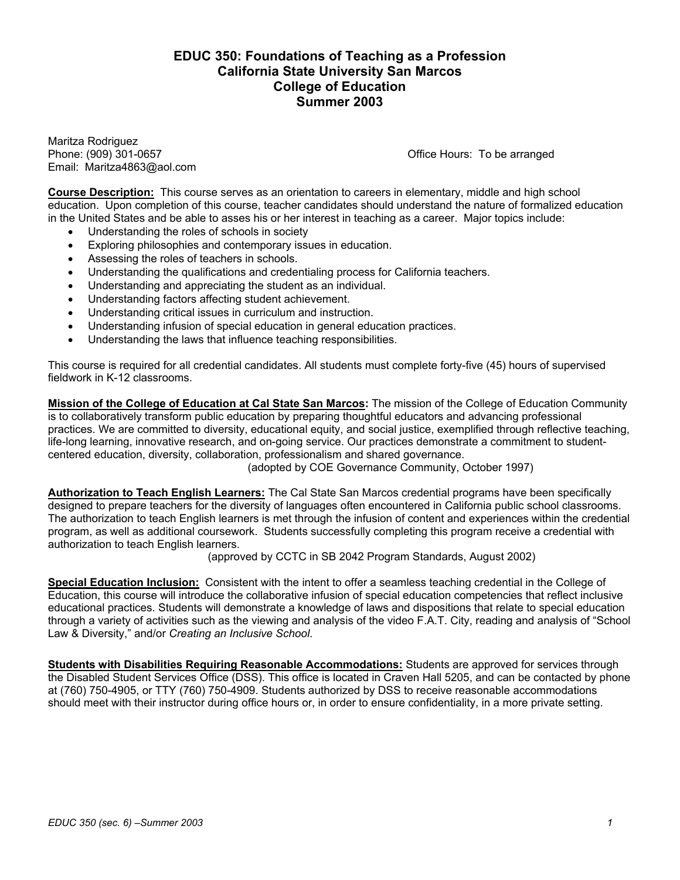# EDUC 350: Foundations of Teaching as a Profession
# California State University San Marcos
# College of Education
# Summer 2003

Maritza Rodriguez
Phone: (909) 301-0657
Email: Maritza4863@aol.com

Office Hours: To be arranged

**Course Description:** This course serves as an orientation to careers in elementary, middle and high school education. Upon completion of this course, teacher candidates should understand the nature of formalized education in the United States and be able to asses his or her interest in teaching as a career. Major topics include:

- Understanding the roles of schools in society
- Exploring philosophies and contemporary issues in education.
- Assessing the roles of teachers in schools.
- Understanding the qualifications and credentialing process for California teachers.
- Understanding and appreciating the student as an individual.
- Understanding factors affecting student achievement.
- Understanding critical issues in curriculum and instruction.
- Understanding infusion of special education in general education practices.
- Understanding the laws that influence teaching responsibilities.

This course is required for all credential candidates. All students must complete forty-five (45) hours of supervised fieldwork in K-12 classrooms.

**Mission of the College of Education at Cal State San Marcos:** The mission of the College of Education Community is to collaboratively transform public education by preparing thoughtful educators and advancing professional practices. We are committed to diversity, educational equity, and social justice, exemplified through reflective teaching, life-long learning, innovative research, and on-going service. Our practices demonstrate a commitment to student-centered education, diversity, collaboration, professionalism and shared governance.

(adopted by COE Governance Community, October 1997)

**Authorization to Teach English Learners:** The Cal State San Marcos credential programs have been specifically designed to prepare teachers for the diversity of languages often encountered in California public school classrooms. The authorization to teach English learners is met through the infusion of content and experiences within the credential program, as well as additional coursework. Students successfully completing this program receive a credential with authorization to teach English learners.

(approved by CCTC in SB 2042 Program Standards, August 2002)

**Special Education Inclusion:** Consistent with the intent to offer a seamless teaching credential in the College of Education, this course will introduce the collaborative infusion of special education competencies that reflect inclusive educational practices. Students will demonstrate a knowledge of laws and dispositions that relate to special education through a variety of activities such as the viewing and analysis of the video F.A.T. City, reading and analysis of "School Law & Diversity," and/or *Creating an Inclusive School*.

**Students with Disabilities Requiring Reasonable Accommodations:** Students are approved for services through the Disabled Student Services Office (DSS). This office is located in Craven Hall 5205, and can be contacted by phone at (760) 750-4905, or TTY (760) 750-4909. Students authorized by DSS to receive reasonable accommodations should meet with their instructor during office hours or, in order to ensure confidentiality, in a more private setting.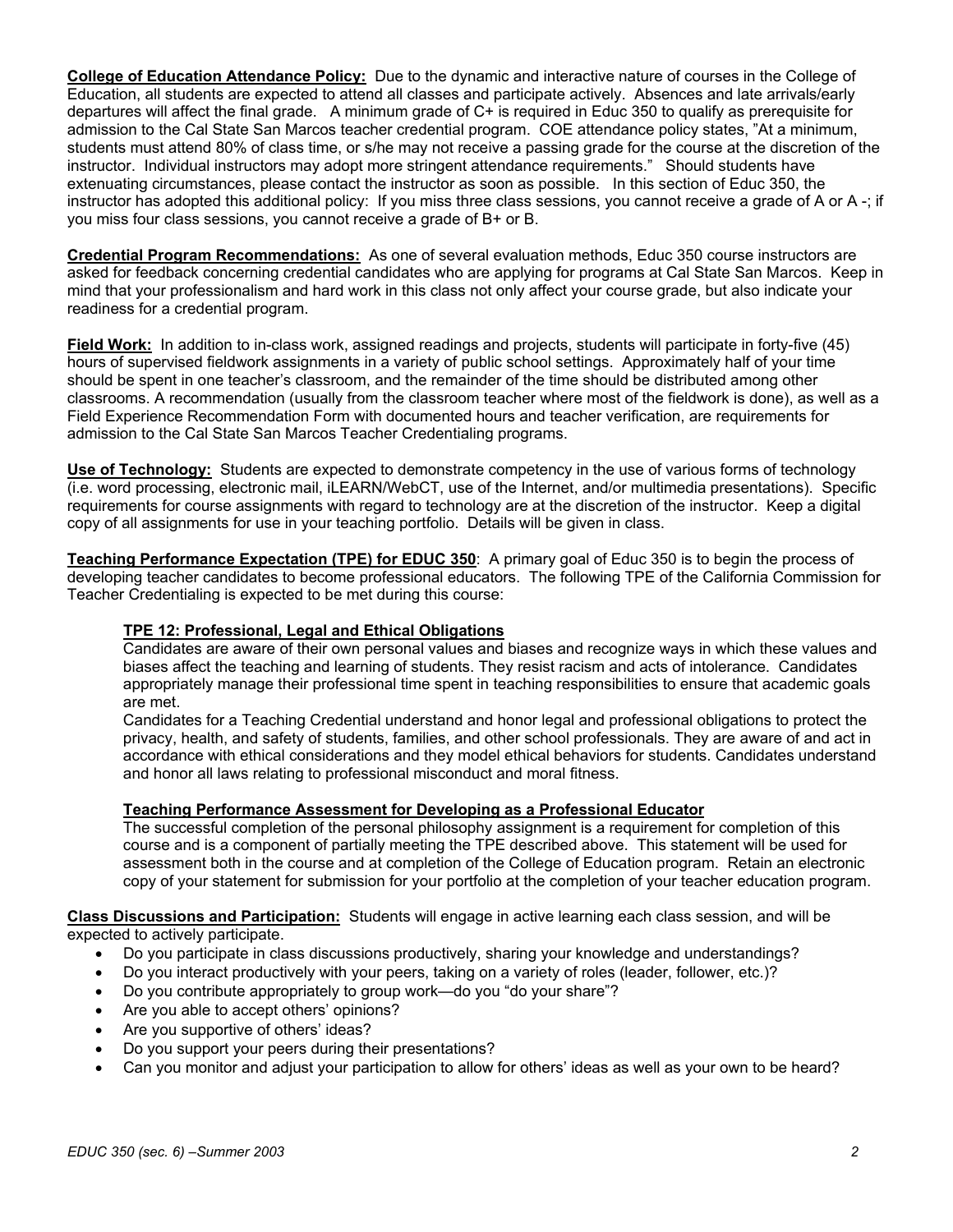**College of Education Attendance Policy:** Due to the dynamic and interactive nature of courses in the College of Education, all students are expected to attend all classes and participate actively. Absences and late arrivals/early departures will affect the final grade. A minimum grade of C+ is required in Educ 350 to qualify as prerequisite for admission to the Cal State San Marcos teacher credential program. COE attendance policy states, "At a minimum, students must attend 80% of class time, or s/he may not receive a passing grade for the course at the discretion of the instructor. Individual instructors may adopt more stringent attendance requirements." Should students have extenuating circumstances, please contact the instructor as soon as possible. In this section of Educ 350, the instructor has adopted this additional policy: If you miss three class sessions, you cannot receive a grade of A or A -; if you miss four class sessions, you cannot receive a grade of B+ or B.

**Credential Program Recommendations:** As one of several evaluation methods, Educ 350 course instructors are asked for feedback concerning credential candidates who are applying for programs at Cal State San Marcos. Keep in mind that your professionalism and hard work in this class not only affect your course grade, but also indicate your readiness for a credential program.

**Field Work:** In addition to in-class work, assigned readings and projects, students will participate in forty-five (45) hours of supervised fieldwork assignments in a variety of public school settings. Approximately half of your time should be spent in one teacher's classroom, and the remainder of the time should be distributed among other classrooms. A recommendation (usually from the classroom teacher where most of the fieldwork is done), as well as a Field Experience Recommendation Form with documented hours and teacher verification, are requirements for admission to the Cal State San Marcos Teacher Credentialing programs.

**Use of Technology:** Students are expected to demonstrate competency in the use of various forms of technology (i.e. word processing, electronic mail, iLEARN/WebCT, use of the Internet, and/or multimedia presentations). Specific requirements for course assignments with regard to technology are at the discretion of the instructor. Keep a digital copy of all assignments for use in your teaching portfolio. Details will be given in class.

**Teaching Performance Expectation (TPE) for EDUC 350**: A primary goal of Educ 350 is to begin the process of developing teacher candidates to become professional educators. The following TPE of the California Commission for Teacher Credentialing is expected to be met during this course:

**TPE 12: Professional, Legal and Ethical Obligations**

Candidates are aware of their own personal values and biases and recognize ways in which these values and biases affect the teaching and learning of students. They resist racism and acts of intolerance. Candidates appropriately manage their professional time spent in teaching responsibilities to ensure that academic goals are met.

Candidates for a Teaching Credential understand and honor legal and professional obligations to protect the privacy, health, and safety of students, families, and other school professionals. They are aware of and act in accordance with ethical considerations and they model ethical behaviors for students. Candidates understand and honor all laws relating to professional misconduct and moral fitness.

**Teaching Performance Assessment for Developing as a Professional Educator**

The successful completion of the personal philosophy assignment is a requirement for completion of this course and is a component of partially meeting the TPE described above. This statement will be used for assessment both in the course and at completion of the College of Education program. Retain an electronic copy of your statement for submission for your portfolio at the completion of your teacher education program.

**Class Discussions and Participation:** Students will engage in active learning each class session, and will be expected to actively participate.

- Do you participate in class discussions productively, sharing your knowledge and understandings?
- Do you interact productively with your peers, taking on a variety of roles (leader, follower, etc.)?
- Do you contribute appropriately to group work—do you "do your share"?
- Are you able to accept others' opinions?
- Are you supportive of others' ideas?
- Do you support your peers during their presentations?
- Can you monitor and adjust your participation to allow for others' ideas as well as your own to be heard?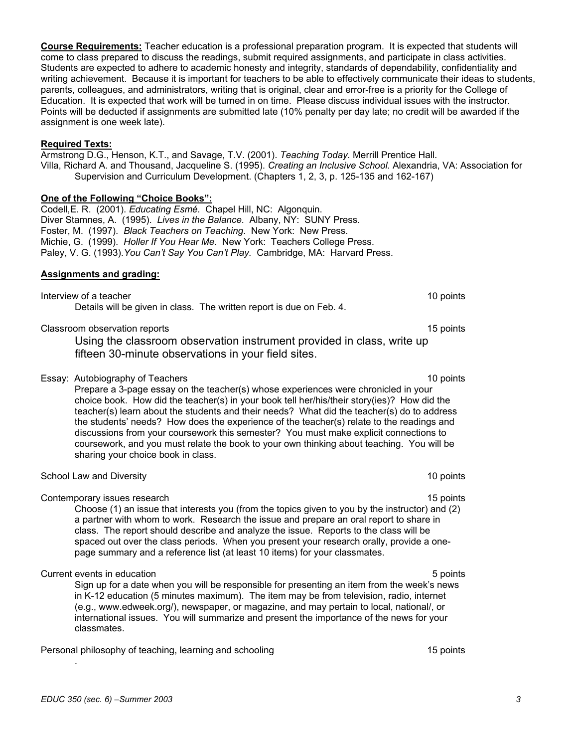**Course Requirements:** Teacher education is a professional preparation program. It is expected that students will come to class prepared to discuss the readings, submit required assignments, and participate in class activities. Students are expected to adhere to academic honesty and integrity, standards of dependability, confidentiality and writing achievement. Because it is important for teachers to be able to effectively communicate their ideas to students, parents, colleagues, and administrators, writing that is original, clear and error-free is a priority for the College of Education. It is expected that work will be turned in on time. Please discuss individual issues with the instructor. Points will be deducted if assignments are submitted late (10% penalty per day late; no credit will be awarded if the assignment is one week late).

**Required Texts:**

Armstrong D.G., Henson, K.T., and Savage, T.V. (2001). *Teaching Today.* Merrill Prentice Hall.

Villa, Richard A. and Thousand, Jacqueline S. (1995). *Creating an Inclusive School.* Alexandria, VA: Association for Supervision and Curriculum Development. (Chapters 1, 2, 3, p. 125-135 and 162-167)

**One of the Following "Choice Books":**

Codell,E. R. (2001). *Educating Esmé.* Chapel Hill, NC: Algonquin.

Diver Stamnes, A. (1995). *Lives in the Balance.* Albany, NY: SUNY Press.

Foster, M. (1997). *Black Teachers on Teaching*. New York: New Press.

Michie, G. (1999). *Holler If You Hear Me.* New York: Teachers College Press.

Paley, V. G. (1993). *You Can't Say You Can't Play.* Cambridge, MA: Harvard Press.

**Assignments and grading:**

Interview of a teacher — 10 points

Details will be given in class. The written report is due on Feb. 4.

Classroom observation reports — 15 points

Using the classroom observation instrument provided in class, write up fifteen 30-minute observations in your field sites.

Essay: Autobiography of Teachers — 10 points

Prepare a 3-page essay on the teacher(s) whose experiences were chronicled in your choice book. How did the teacher(s) in your book tell her/his/their story(ies)? How did the teacher(s) learn about the students and their needs? What did the teacher(s) do to address the students' needs? How does the experience of the teacher(s) relate to the readings and discussions from your coursework this semester? You must make explicit connections to coursework, and you must relate the book to your own thinking about teaching. You will be sharing your choice book in class.

School Law and Diversity — 10 points

Contemporary issues research — 15 points

Choose (1) an issue that interests you (from the topics given to you by the instructor) and (2) a partner with whom to work. Research the issue and prepare an oral report to share in class. The report should describe and analyze the issue. Reports to the class will be spaced out over the class periods. When you present your research orally, provide a one-page summary and a reference list (at least 10 items) for your classmates.

Current events in education — 5 points

Sign up for a date when you will be responsible for presenting an item from the week's news in K-12 education (5 minutes maximum). The item may be from television, radio, internet (e.g., www.edweek.org/), newspaper, or magazine, and may pertain to local, national/, or international issues. You will summarize and present the importance of the news for your classmates.

Personal philosophy of teaching, learning and schooling — 15 points

.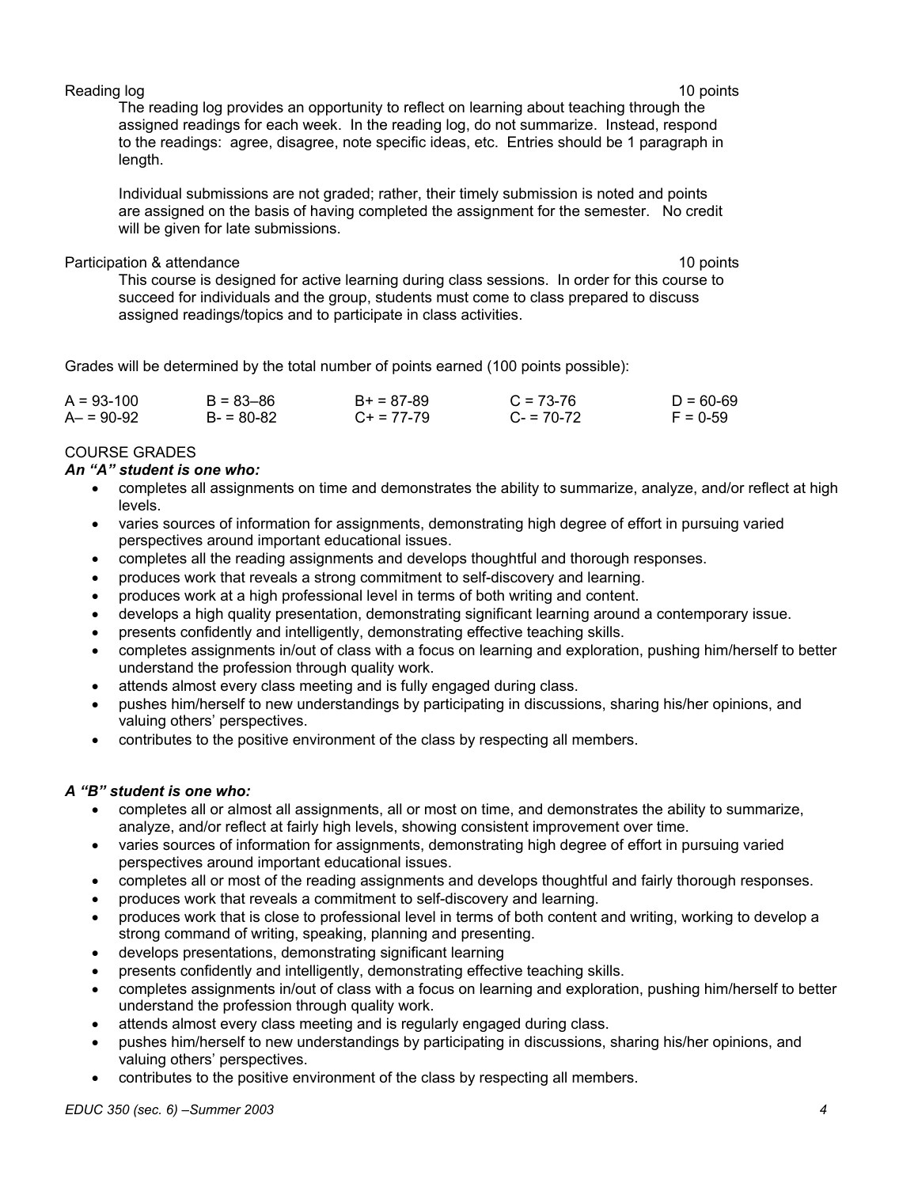Reading log 10 points

The reading log provides an opportunity to reflect on learning about teaching through the assigned readings for each week. In the reading log, do not summarize. Instead, respond to the readings: agree, disagree, note specific ideas, etc. Entries should be 1 paragraph in length.

Individual submissions are not graded; rather, their timely submission is noted and points are assigned on the basis of having completed the assignment for the semester. No credit will be given for late submissions.

Participation & attendance 10 points

This course is designed for active learning during class sessions. In order for this course to succeed for individuals and the group, students must come to class prepared to discuss assigned readings/topics and to participate in class activities.

Grades will be determined by the total number of points earned (100 points possible):

| | | | | |
|---|---|---|---|---|
| A = 93-100 | B = 83–86 | B+ = 87-89 | C = 73-76 | D = 60-69 |
| A– = 90-92 | B- = 80-82 | C+ = 77-79 | C- = 70-72 | F = 0-59 |

COURSE GRADES

***An "A" student is one who:***

- completes all assignments on time and demonstrates the ability to summarize, analyze, and/or reflect at high levels.
- varies sources of information for assignments, demonstrating high degree of effort in pursuing varied perspectives around important educational issues.
- completes all the reading assignments and develops thoughtful and thorough responses.
- produces work that reveals a strong commitment to self-discovery and learning.
- produces work at a high professional level in terms of both writing and content.
- develops a high quality presentation, demonstrating significant learning around a contemporary issue.
- presents confidently and intelligently, demonstrating effective teaching skills.
- completes assignments in/out of class with a focus on learning and exploration, pushing him/herself to better understand the profession through quality work.
- attends almost every class meeting and is fully engaged during class.
- pushes him/herself to new understandings by participating in discussions, sharing his/her opinions, and valuing others' perspectives.
- contributes to the positive environment of the class by respecting all members.

***A "B" student is one who:***

- completes all or almost all assignments, all or most on time, and demonstrates the ability to summarize, analyze, and/or reflect at fairly high levels, showing consistent improvement over time.
- varies sources of information for assignments, demonstrating high degree of effort in pursuing varied perspectives around important educational issues.
- completes all or most of the reading assignments and develops thoughtful and fairly thorough responses.
- produces work that reveals a commitment to self-discovery and learning.
- produces work that is close to professional level in terms of both content and writing, working to develop a strong command of writing, speaking, planning and presenting.
- develops presentations, demonstrating significant learning
- presents confidently and intelligently, demonstrating effective teaching skills.
- completes assignments in/out of class with a focus on learning and exploration, pushing him/herself to better understand the profession through quality work.
- attends almost every class meeting and is regularly engaged during class.
- pushes him/herself to new understandings by participating in discussions, sharing his/her opinions, and valuing others' perspectives.
- contributes to the positive environment of the class by respecting all members.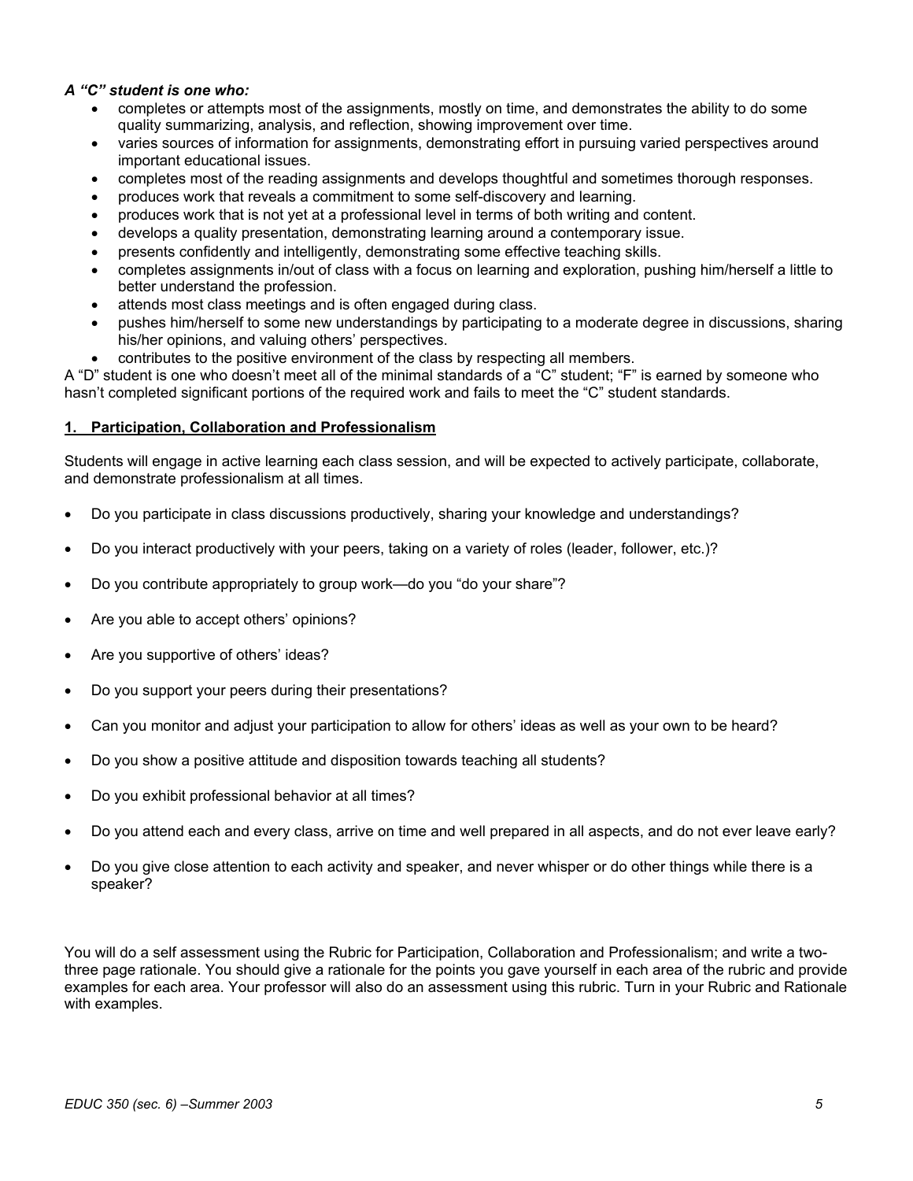***A "C" student is one who:***

- completes or attempts most of the assignments, mostly on time, and demonstrates the ability to do some quality summarizing, analysis, and reflection, showing improvement over time.
- varies sources of information for assignments, demonstrating effort in pursuing varied perspectives around important educational issues.
- completes most of the reading assignments and develops thoughtful and sometimes thorough responses.
- produces work that reveals a commitment to some self-discovery and learning.
- produces work that is not yet at a professional level in terms of both writing and content.
- develops a quality presentation, demonstrating learning around a contemporary issue.
- presents confidently and intelligently, demonstrating some effective teaching skills.
- completes assignments in/out of class with a focus on learning and exploration, pushing him/herself a little to better understand the profession.
- attends most class meetings and is often engaged during class.
- pushes him/herself to some new understandings by participating to a moderate degree in discussions, sharing his/her opinions, and valuing others' perspectives.
- contributes to the positive environment of the class by respecting all members.

A "D" student is one who doesn't meet all of the minimal standards of a "C" student; "F" is earned by someone who hasn't completed significant portions of the required work and fails to meet the "C" student standards.

**1. Participation, Collaboration and Professionalism**

Students will engage in active learning each class session, and will be expected to actively participate, collaborate, and demonstrate professionalism at all times.

- Do you participate in class discussions productively, sharing your knowledge and understandings?
- Do you interact productively with your peers, taking on a variety of roles (leader, follower, etc.)?
- Do you contribute appropriately to group work—do you "do your share"?
- Are you able to accept others' opinions?
- Are you supportive of others' ideas?
- Do you support your peers during their presentations?
- Can you monitor and adjust your participation to allow for others' ideas as well as your own to be heard?
- Do you show a positive attitude and disposition towards teaching all students?
- Do you exhibit professional behavior at all times?
- Do you attend each and every class, arrive on time and well prepared in all aspects, and do not ever leave early?
- Do you give close attention to each activity and speaker, and never whisper or do other things while there is a speaker?

You will do a self assessment using the Rubric for Participation, Collaboration and Professionalism; and write a two-three page rationale. You should give a rationale for the points you gave yourself in each area of the rubric and provide examples for each area. Your professor will also do an assessment using this rubric. Turn in your Rubric and Rationale with examples.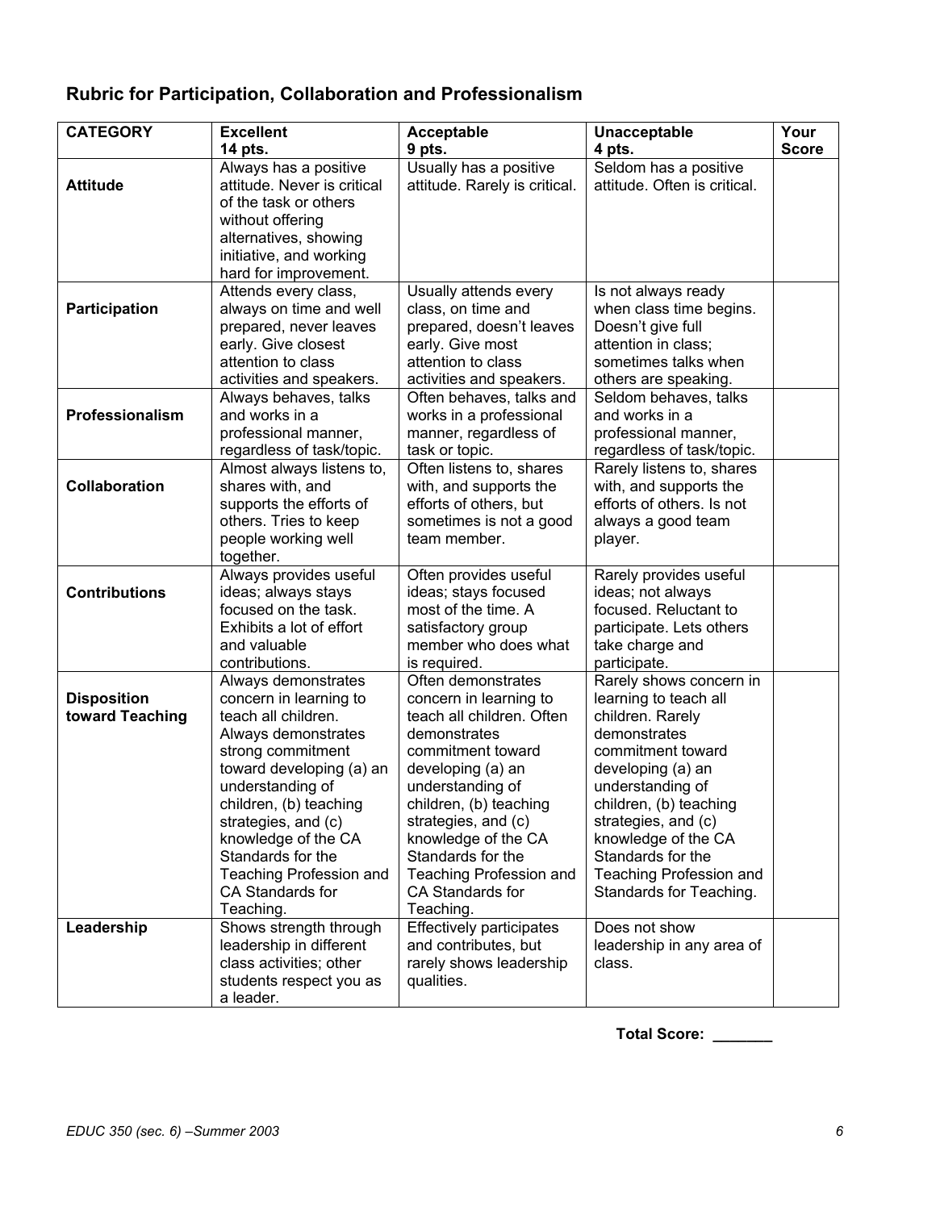## Rubric for Participation, Collaboration and Professionalism

| CATEGORY | Excellent 14 pts. | Acceptable 9 pts. | Unacceptable 4 pts. | Your Score |
|---|---|---|---|---|
| **Attitude** | Always has a positive attitude. Never is critical of the task or others without offering alternatives, showing initiative, and working hard for improvement. | Usually has a positive attitude. Rarely is critical. | Seldom has a positive attitude. Often is critical. | |
| **Participation** | Attends every class, always on time and well prepared, never leaves early. Give closest attention to class activities and speakers. | Usually attends every class, on time and prepared, doesn't leaves early. Give most attention to class activities and speakers. | Is not always ready when class time begins. Doesn't give full attention in class; sometimes talks when others are speaking. | |
| **Professionalism** | Always behaves, talks and works in a professional manner, regardless of task/topic. | Often behaves, talks and works in a professional manner, regardless of task or topic. | Seldom behaves, talks and works in a professional manner, regardless of task/topic. | |
| **Collaboration** | Almost always listens to, shares with, and supports the efforts of others. Tries to keep people working well together. | Often listens to, shares with, and supports the efforts of others, but sometimes is not a good team member. | Rarely listens to, shares with, and supports the efforts of others. Is not always a good team player. | |
| **Contributions** | Always provides useful ideas; always stays focused on the task. Exhibits a lot of effort and valuable contributions. | Often provides useful ideas; stays focused most of the time. A satisfactory group member who does what is required. | Rarely provides useful ideas; not always focused. Reluctant to participate. Lets others take charge and participate. | |
| **Disposition toward Teaching** | Always demonstrates concern in learning to teach all children. Always demonstrates strong commitment toward developing (a) an understanding of children, (b) teaching strategies, and (c) knowledge of the CA Standards for the Teaching Profession and CA Standards for Teaching. | Often demonstrates concern in learning to teach all children. Often demonstrates commitment toward developing (a) an understanding of children, (b) teaching strategies, and (c) knowledge of the CA Standards for the Teaching Profession and CA Standards for Teaching. | Rarely shows concern in learning to teach all children. Rarely demonstrates commitment toward developing (a) an understanding of children, (b) teaching strategies, and (c) knowledge of the CA Standards for the Teaching Profession and Standards for Teaching. | |
| **Leadership** | Shows strength through leadership in different class activities; other students respect you as a leader. | Effectively participates and contributes, but rarely shows leadership qualities. | Does not show leadership in any area of class. | |

**Total Score: _______**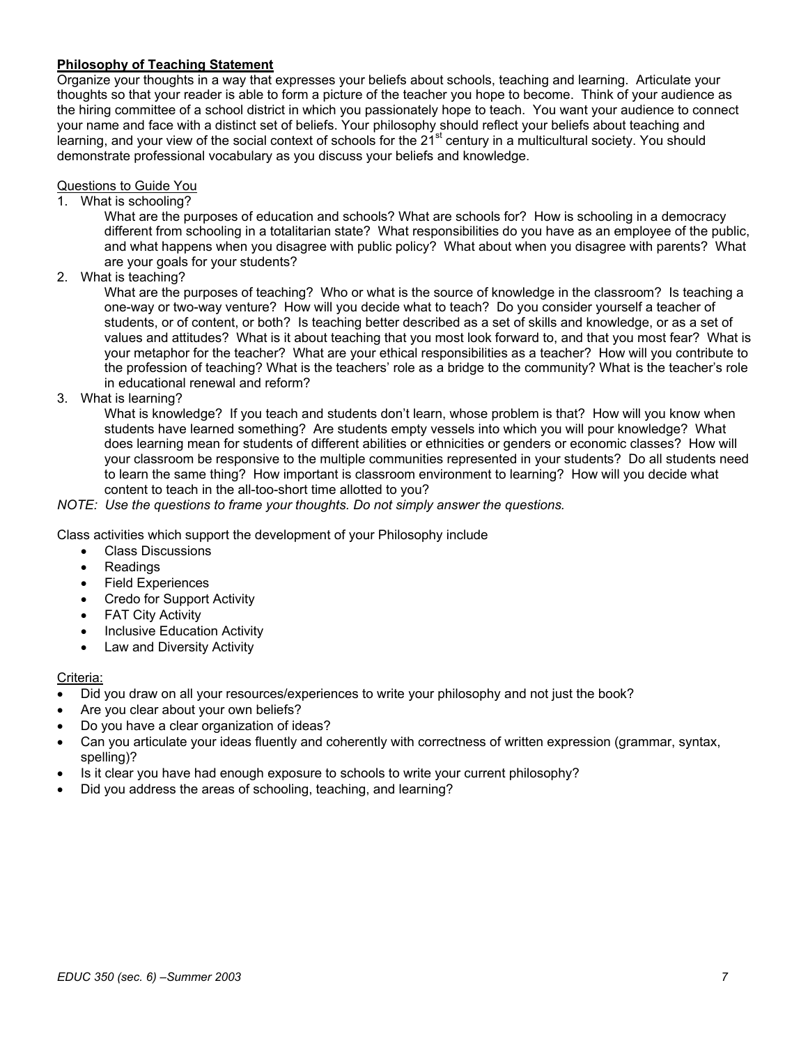**Philosophy of Teaching Statement**

Organize your thoughts in a way that expresses your beliefs about schools, teaching and learning. Articulate your thoughts so that your reader is able to form a picture of the teacher you hope to become. Think of your audience as the hiring committee of a school district in which you passionately hope to teach. You want your audience to connect your name and face with a distinct set of beliefs. Your philosophy should reflect your beliefs about teaching and learning, and your view of the social context of schools for the 21st century in a multicultural society. You should demonstrate professional vocabulary as you discuss your beliefs and knowledge.

Questions to Guide You

1. What is schooling?

   What are the purposes of education and schools? What are schools for? How is schooling in a democracy different from schooling in a totalitarian state? What responsibilities do you have as an employee of the public, and what happens when you disagree with public policy? What about when you disagree with parents? What are your goals for your students?

2. What is teaching?

   What are the purposes of teaching? Who or what is the source of knowledge in the classroom? Is teaching a one-way or two-way venture? How will you decide what to teach? Do you consider yourself a teacher of students, or of content, or both? Is teaching better described as a set of skills and knowledge, or as a set of values and attitudes? What is it about teaching that you most look forward to, and that you most fear? What is your metaphor for the teacher? What are your ethical responsibilities as a teacher? How will you contribute to the profession of teaching? What is the teachers' role as a bridge to the community? What is the teacher's role in educational renewal and reform?

3. What is learning?

   What is knowledge? If you teach and students don't learn, whose problem is that? How will you know when students have learned something? Are students empty vessels into which you will pour knowledge? What does learning mean for students of different abilities or ethnicities or genders or economic classes? How will your classroom be responsive to the multiple communities represented in your students? Do all students need to learn the same thing? How important is classroom environment to learning? How will you decide what content to teach in the all-too-short time allotted to you?

*NOTE: Use the questions to frame your thoughts. Do not simply answer the questions.*

Class activities which support the development of your Philosophy include

- Class Discussions
- Readings
- Field Experiences
- Credo for Support Activity
- FAT City Activity
- Inclusive Education Activity
- Law and Diversity Activity

Criteria:

- Did you draw on all your resources/experiences to write your philosophy and not just the book?
- Are you clear about your own beliefs?
- Do you have a clear organization of ideas?
- Can you articulate your ideas fluently and coherently with correctness of written expression (grammar, syntax, spelling)?
- Is it clear you have had enough exposure to schools to write your current philosophy?
- Did you address the areas of schooling, teaching, and learning?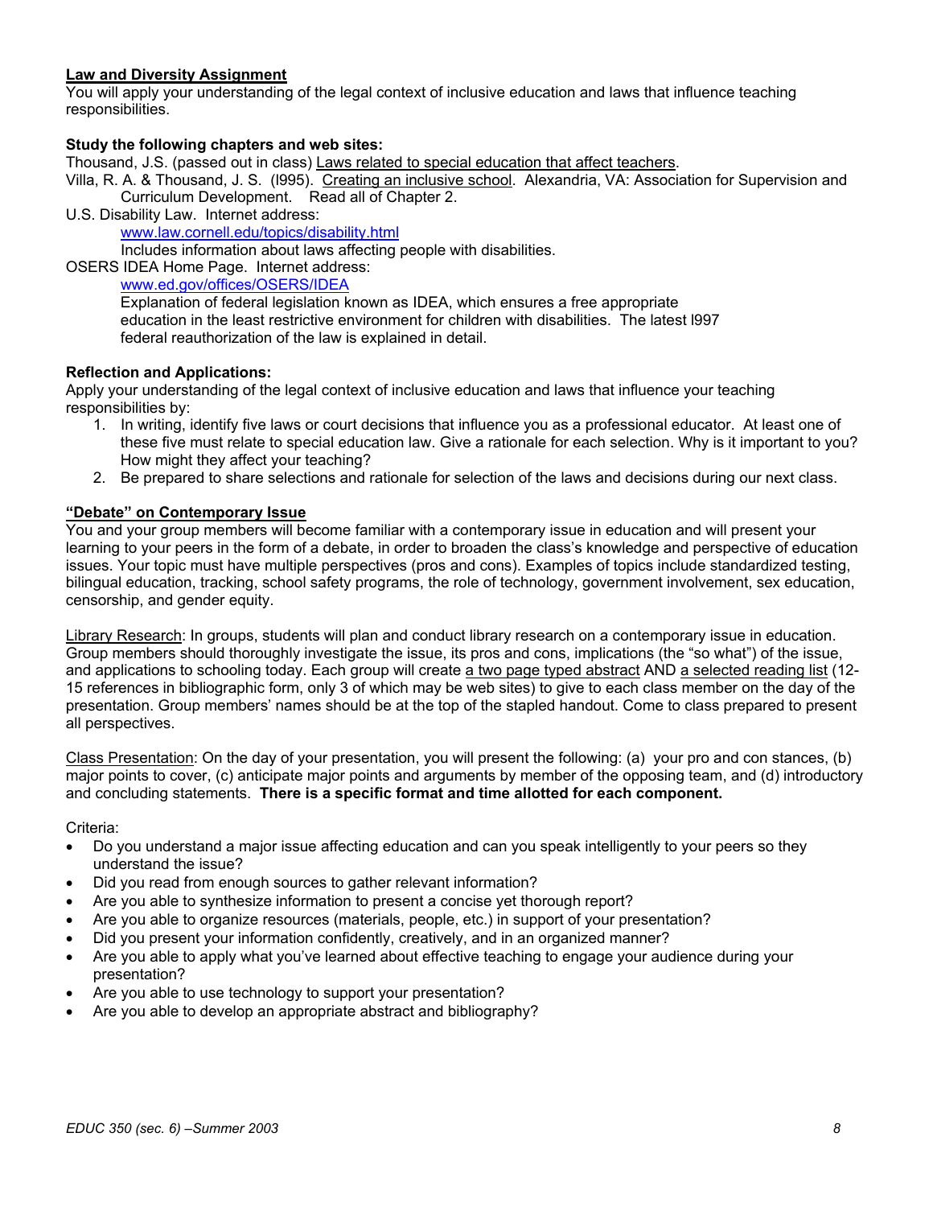**<u>Law and Diversity Assignment</u>**

You will apply your understanding of the legal context of inclusive education and laws that influence teaching responsibilities.

**Study the following chapters and web sites:**

Thousand, J.S. (passed out in class) <u>Laws related to special education that affect teachers</u>.

Villa, R. A. & Thousand, J. S. (l995). <u>Creating an inclusive school</u>. Alexandria, VA: Association for Supervision and Curriculum Development. Read all of Chapter 2.

U.S. Disability Law. Internet address:
    www.law.cornell.edu/topics/disability.html
    Includes information about laws affecting people with disabilities.

OSERS IDEA Home Page. Internet address:
    www.ed.gov/offices/OSERS/IDEA
    Explanation of federal legislation known as IDEA, which ensures a free appropriate education in the least restrictive environment for children with disabilities. The latest l997 federal reauthorization of the law is explained in detail.

**Reflection and Applications:**

Apply your understanding of the legal context of inclusive education and laws that influence your teaching responsibilities by:

1. In writing, identify five laws or court decisions that influence you as a professional educator. At least one of these five must relate to special education law. Give a rationale for each selection. Why is it important to you? How might they affect your teaching?
2. Be prepared to share selections and rationale for selection of the laws and decisions during our next class.

**<u>"Debate" on Contemporary Issue</u>**

You and your group members will become familiar with a contemporary issue in education and will present your learning to your peers in the form of a debate, in order to broaden the class's knowledge and perspective of education issues. Your topic must have multiple perspectives (pros and cons). Examples of topics include standardized testing, bilingual education, tracking, school safety programs, the role of technology, government involvement, sex education, censorship, and gender equity.

<u>Library Research</u>: In groups, students will plan and conduct library research on a contemporary issue in education. Group members should thoroughly investigate the issue, its pros and cons, implications (the "so what") of the issue, and applications to schooling today. Each group will create <u>a two page typed abstract</u> AND <u>a selected reading list</u> (12-15 references in bibliographic form, only 3 of which may be web sites) to give to each class member on the day of the presentation. Group members' names should be at the top of the stapled handout. Come to class prepared to present all perspectives.

<u>Class Presentation</u>: On the day of your presentation, you will present the following: (a) your pro and con stances, (b) major points to cover, (c) anticipate major points and arguments by member of the opposing team, and (d) introductory and concluding statements. **There is a specific format and time allotted for each component.**

Criteria:

- Do you understand a major issue affecting education and can you speak intelligently to your peers so they understand the issue?
- Did you read from enough sources to gather relevant information?
- Are you able to synthesize information to present a concise yet thorough report?
- Are you able to organize resources (materials, people, etc.) in support of your presentation?
- Did you present your information confidently, creatively, and in an organized manner?
- Are you able to apply what you've learned about effective teaching to engage your audience during your presentation?
- Are you able to use technology to support your presentation?
- Are you able to develop an appropriate abstract and bibliography?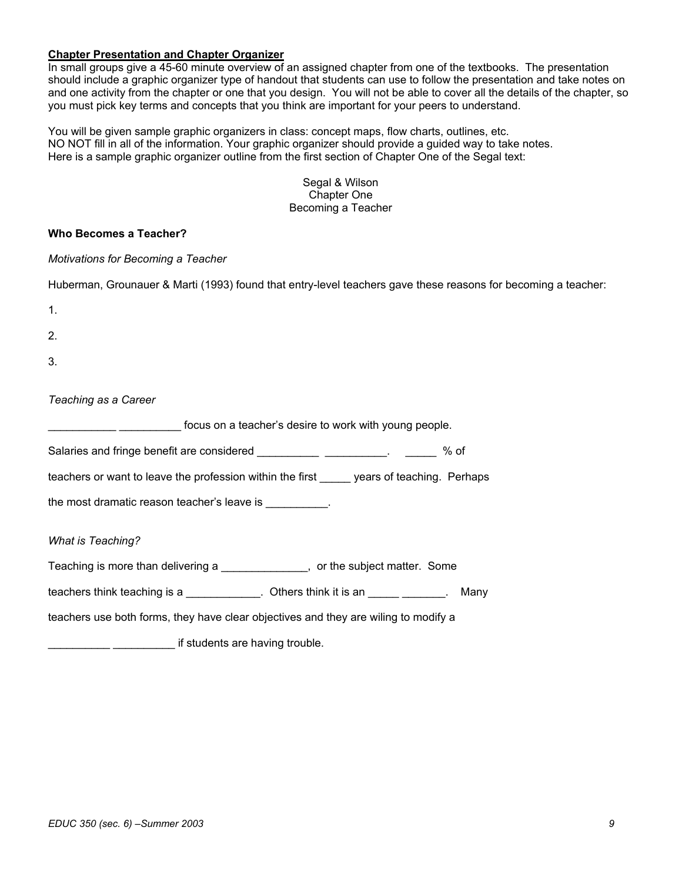**Chapter Presentation and Chapter Organizer**

In small groups give a 45-60 minute overview of an assigned chapter from one of the textbooks. The presentation should include a graphic organizer type of handout that students can use to follow the presentation and take notes on and one activity from the chapter or one that you design. You will not be able to cover all the details of the chapter, so you must pick key terms and concepts that you think are important for your peers to understand.

You will be given sample graphic organizers in class: concept maps, flow charts, outlines, etc.
NO NOT fill in all of the information. Your graphic organizer should provide a guided way to take notes.
Here is a sample graphic organizer outline from the first section of Chapter One of the Segal text:

Segal & Wilson
Chapter One
Becoming a Teacher

**Who Becomes a Teacher?**

*Motivations for Becoming a Teacher*

Huberman, Grounauer & Marti (1993) found that entry-level teachers gave these reasons for becoming a teacher:

1.

2.

3.

*Teaching as a Career*

___________ __________ focus on a teacher's desire to work with young people.

Salaries and fringe benefit are considered __________ __________. _____ % of teachers or want to leave the profession within the first _____ years of teaching. Perhaps the most dramatic reason teacher's leave is __________.

*What is Teaching?*

Teaching is more than delivering a ______________, or the subject matter. Some teachers think teaching is a ____________. Others think it is an _____ _______. Many teachers use both forms, they have clear objectives and they are wiling to modify a __________ __________ if students are having trouble.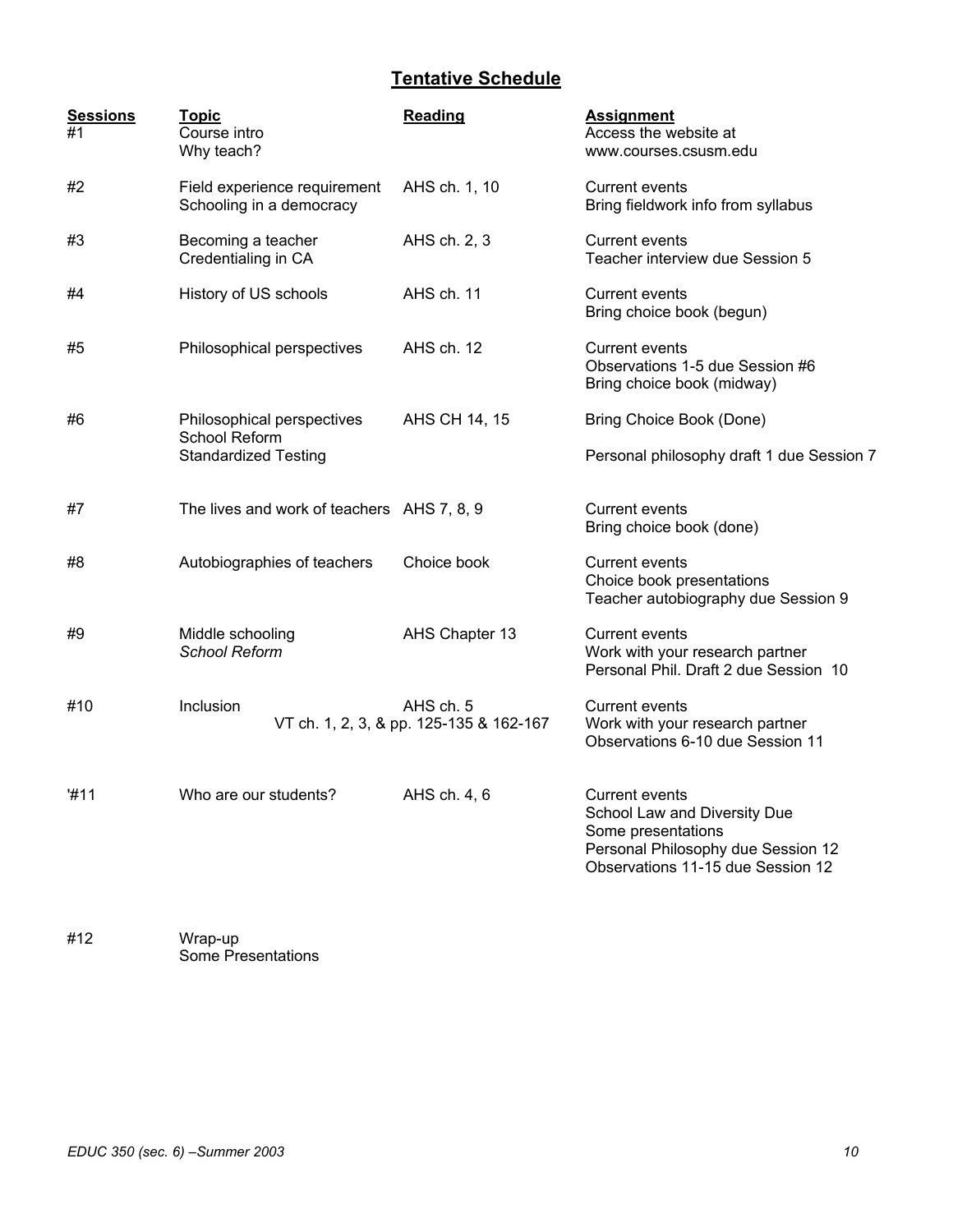## Tentative Schedule

| Sessions | Topic | Reading | Assignment |
|---|---|---|---|
| #1 | Course intro<br>Why teach? | | Access the website at www.courses.csusm.edu |
| #2 | Field experience requirement<br>Schooling in a democracy | AHS ch. 1, 10 | Current events<br>Bring fieldwork info from syllabus |
| #3 | Becoming a teacher<br>Credentialing in CA | AHS ch. 2, 3 | Current events<br>Teacher interview due Session 5 |
| #4 | History of US schools | AHS ch. 11 | Current events<br>Bring choice book (begun) |
| #5 | Philosophical perspectives | AHS ch. 12 | Current events<br>Observations 1-5 due Session #6<br>Bring choice book (midway) |
| #6 | Philosophical perspectives<br>School Reform<br>Standardized Testing | AHS CH 14, 15 | Bring Choice Book (Done)<br>Personal philosophy draft 1 due Session 7 |
| #7 | The lives and work of teachers | AHS 7, 8, 9 | Current events<br>Bring choice book (done) |
| #8 | Autobiographies of teachers | Choice book | Current events<br>Choice book presentations<br>Teacher autobiography due Session 9 |
| #9 | Middle schooling<br>*School Reform* | AHS Chapter 13 | Current events<br>Work with your research partner<br>Personal Phil. Draft 2 due Session 10 |
| #10 | Inclusion | AHS ch. 5<br>VT ch. 1, 2, 3, & pp. 125-135 & 162-167 | Current events<br>Work with your research partner<br>Observations 6-10 due Session 11 |
| '#11 | Who are our students? | AHS ch. 4, 6 | Current events<br>School Law and Diversity Due<br>Some presentations<br>Personal Philosophy due Session 12<br>Observations 11-15 due Session 12 |
| #12 | Wrap-up<br>Some Presentations | | |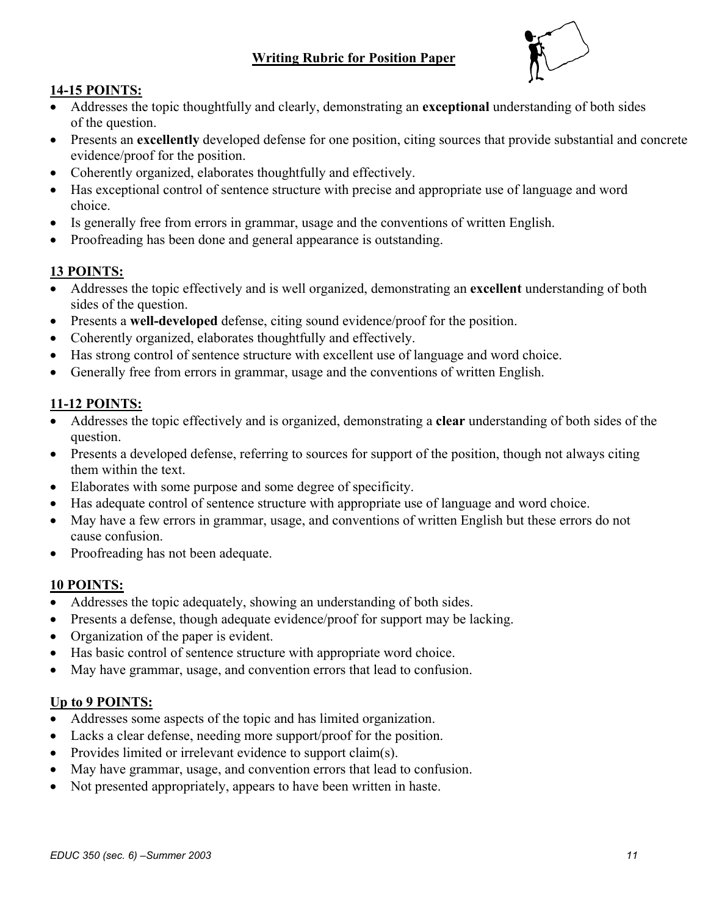# Writing Rubric for Position Paper

## 14-15 POINTS:

- Addresses the topic thoughtfully and clearly, demonstrating an **exceptional** understanding of both sides of the question.
- Presents an **excellently** developed defense for one position, citing sources that provide substantial and concrete evidence/proof for the position.
- Coherently organized, elaborates thoughtfully and effectively.
- Has exceptional control of sentence structure with precise and appropriate use of language and word choice.
- Is generally free from errors in grammar, usage and the conventions of written English.
- Proofreading has been done and general appearance is outstanding.

## 13 POINTS:

- Addresses the topic effectively and is well organized, demonstrating an **excellent** understanding of both sides of the question.
- Presents a **well-developed** defense, citing sound evidence/proof for the position.
- Coherently organized, elaborates thoughtfully and effectively.
- Has strong control of sentence structure with excellent use of language and word choice.
- Generally free from errors in grammar, usage and the conventions of written English.

## 11-12 POINTS:

- Addresses the topic effectively and is organized, demonstrating a **clear** understanding of both sides of the question.
- Presents a developed defense, referring to sources for support of the position, though not always citing them within the text.
- Elaborates with some purpose and some degree of specificity.
- Has adequate control of sentence structure with appropriate use of language and word choice.
- May have a few errors in grammar, usage, and conventions of written English but these errors do not cause confusion.
- Proofreading has not been adequate.

## 10 POINTS:

- Addresses the topic adequately, showing an understanding of both sides.
- Presents a defense, though adequate evidence/proof for support may be lacking.
- Organization of the paper is evident.
- Has basic control of sentence structure with appropriate word choice.
- May have grammar, usage, and convention errors that lead to confusion.

## Up to 9 POINTS:

- Addresses some aspects of the topic and has limited organization.
- Lacks a clear defense, needing more support/proof for the position.
- Provides limited or irrelevant evidence to support claim(s).
- May have grammar, usage, and convention errors that lead to confusion.
- Not presented appropriately, appears to have been written in haste.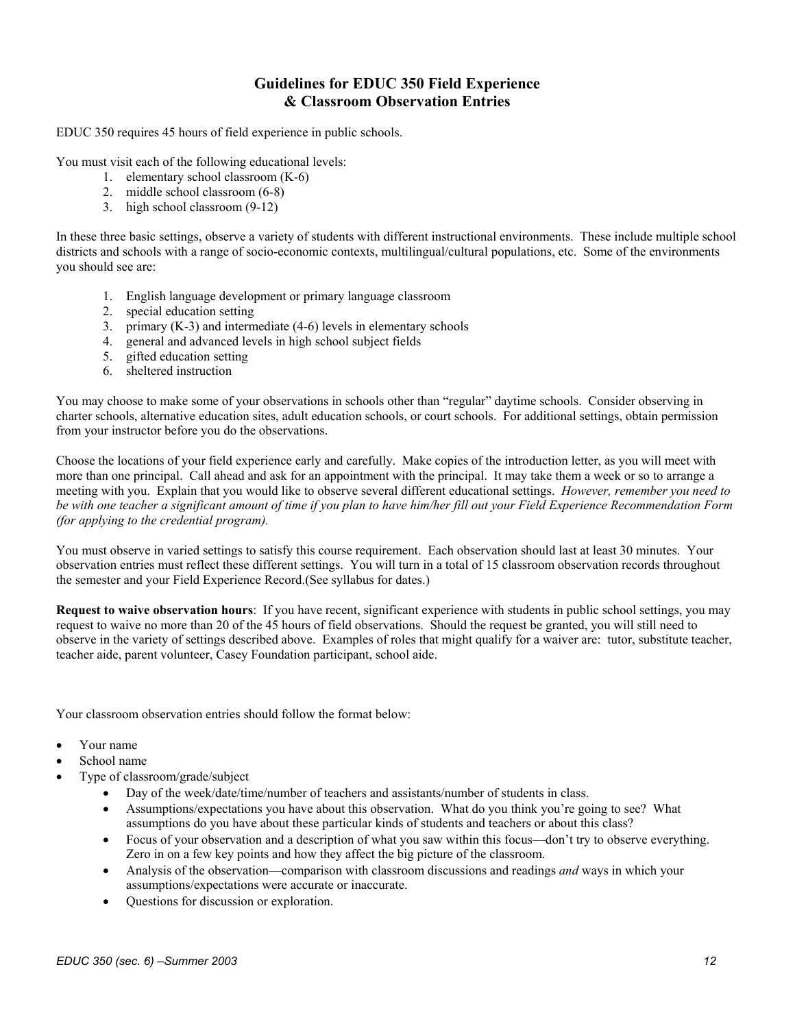# Guidelines for EDUC 350 Field Experience & Classroom Observation Entries

EDUC 350 requires 45 hours of field experience in public schools.

You must visit each of the following educational levels:

1. elementary school classroom (K-6)
2. middle school classroom (6-8)
3. high school classroom (9-12)

In these three basic settings, observe a variety of students with different instructional environments. These include multiple school districts and schools with a range of socio-economic contexts, multilingual/cultural populations, etc. Some of the environments you should see are:

1. English language development or primary language classroom
2. special education setting
3. primary (K-3) and intermediate (4-6) levels in elementary schools
4. general and advanced levels in high school subject fields
5. gifted education setting
6. sheltered instruction

You may choose to make some of your observations in schools other than "regular" daytime schools. Consider observing in charter schools, alternative education sites, adult education schools, or court schools. For additional settings, obtain permission from your instructor before you do the observations.

Choose the locations of your field experience early and carefully. Make copies of the introduction letter, as you will meet with more than one principal. Call ahead and ask for an appointment with the principal. It may take them a week or so to arrange a meeting with you. Explain that you would like to observe several different educational settings. *However, remember you need to be with one teacher a significant amount of time if you plan to have him/her fill out your Field Experience Recommendation Form (for applying to the credential program).*

You must observe in varied settings to satisfy this course requirement. Each observation should last at least 30 minutes. Your observation entries must reflect these different settings. You will turn in a total of 15 classroom observation records throughout the semester and your Field Experience Record.(See syllabus for dates.)

**Request to waive observation hours**: If you have recent, significant experience with students in public school settings, you may request to waive no more than 20 of the 45 hours of field observations. Should the request be granted, you will still need to observe in the variety of settings described above. Examples of roles that might qualify for a waiver are: tutor, substitute teacher, teacher aide, parent volunteer, Casey Foundation participant, school aide.

Your classroom observation entries should follow the format below:

- Your name
- School name
- Type of classroom/grade/subject
  - Day of the week/date/time/number of teachers and assistants/number of students in class.
  - Assumptions/expectations you have about this observation. What do you think you're going to see? What assumptions do you have about these particular kinds of students and teachers or about this class?
  - Focus of your observation and a description of what you saw within this focus—don't try to observe everything. Zero in on a few key points and how they affect the big picture of the classroom.
  - Analysis of the observation—comparison with classroom discussions and readings *and* ways in which your assumptions/expectations were accurate or inaccurate.
  - Questions for discussion or exploration.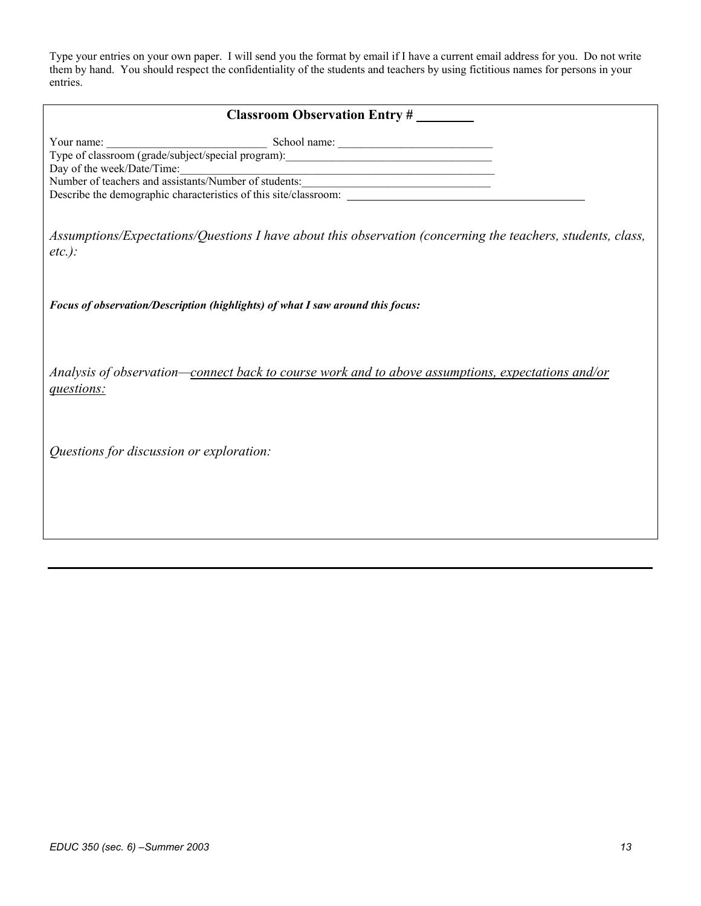Type your entries on your own paper. I will send you the format by email if I have a current email address for you. Do not write them by hand. You should respect the confidentiality of the students and teachers by using fictitious names for persons in your entries.

## Classroom Observation Entry # ________

Your name: ____________________________ School name: ___________________________

Type of classroom (grade/subject/special program):____________________________________

Day of the week/Date/Time:_______________________________________________________

Number of teachers and assistants/Number of students:_________________________________

Describe the demographic characteristics of this site/classroom: ________________________________________

*Assumptions/Expectations/Questions I have about this observation (concerning the teachers, students, class, etc.):*

***Focus of observation/Description (highlights) of what I saw around this focus:***

*Analysis of observation—<u>connect back to course work and to above assumptions, expectations and/or questions:</u>*

*Questions for discussion or exploration:*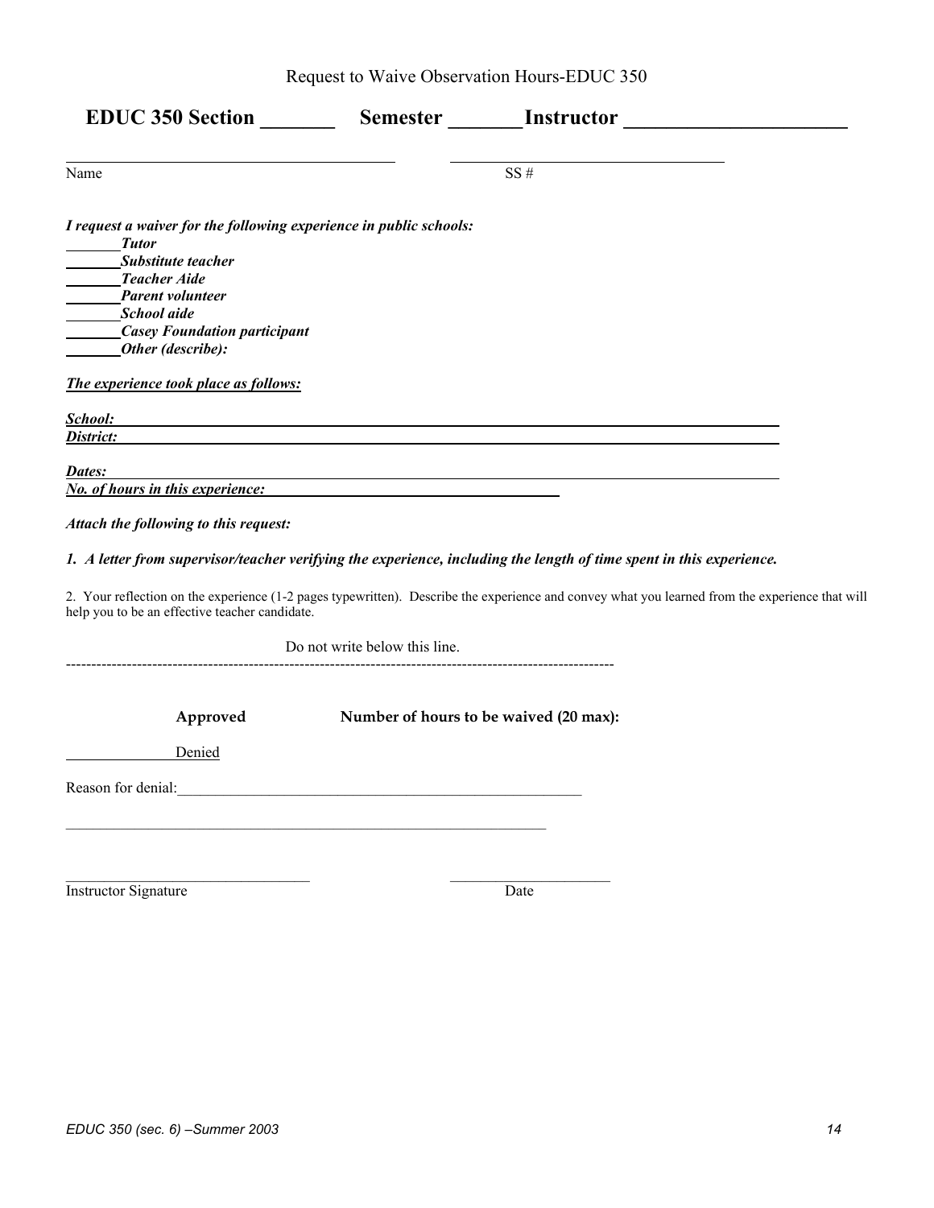Request to Waive Observation Hours-EDUC 350

## EDUC 350 Section _______ Semester _______ Instructor _____________________

Name ________________________ SS # ________________________

***I request a waiver for the following experience in public schools:***

_______ ***Tutor***
_______ ***Substitute teacher***
_______ ***Teacher Aide***
_______ ***Parent volunteer***
_______ ***School aide***
_______ ***Casey Foundation participant***
_______ ***Other (describe):***

***The experience took place as follows:***

***School:*** ________________________________________________

***District:*** ________________________________________________

***Dates:*** ________________________________________________

***No. of hours in this experience:*** ______________________________

***Attach the following to this request:***

***1. A letter from supervisor/teacher verifying the experience, including the length of time spent in this experience.***

2. Your reflection on the experience (1-2 pages typewritten). Describe the experience and convey what you learned from the experience that will help you to be an effective teacher candidate.

Do not write below this line.

------------------------------------------------------------------------------------------------------------

**Approved** **Number of hours to be waived (20 max):**

______________ Denied

Reason for denial: ____________________________________________________

____________________________________________________________

________________________________ ______________________

Instructor Signature Date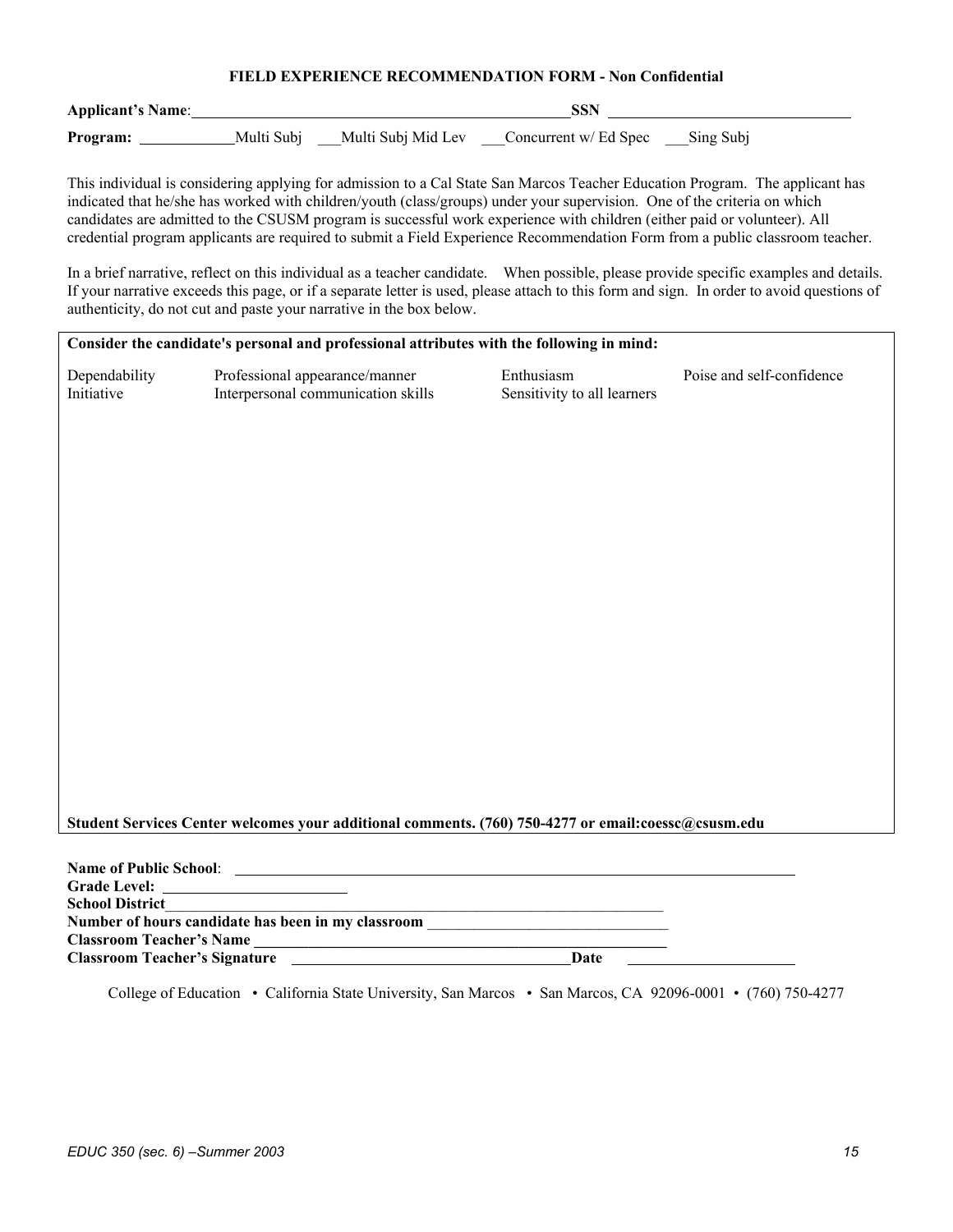## FIELD EXPERIENCE RECOMMENDATION FORM - Non Confidential

**Applicant's Name**:________________________________________ **SSN** ______________________________

**Program:** ____________Multi Subj ___Multi Subj Mid Lev ___Concurrent w/ Ed Spec ___Sing Subj

This individual is considering applying for admission to a Cal State San Marcos Teacher Education Program. The applicant has indicated that he/she has worked with children/youth (class/groups) under your supervision. One of the criteria on which candidates are admitted to the CSUSM program is successful work experience with children (either paid or volunteer). All credential program applicants are required to submit a Field Experience Recommendation Form from a public classroom teacher.

In a brief narrative, reflect on this individual as a teacher candidate. When possible, please provide specific examples and details. If your narrative exceeds this page, or if a separate letter is used, please attach to this form and sign. In order to avoid questions of authenticity, do not cut and paste your narrative in the box below.

**Consider the candidate's personal and professional attributes with the following in mind:**

| | | | |
|---|---|---|---|
| Dependability | Professional appearance/manner | Enthusiasm | Poise and self-confidence |
| Initiative | Interpersonal communication skills | Sensitivity to all learners | |

**Student Services Center welcomes your additional comments. (760) 750-4277 or email:coessc@csusm.edu**

**Name of Public School**: ____________________________________________

**Grade Level:** ______________________

**School District**____________________________________________

**Number of hours candidate has been in my classroom** ______________________________

**Classroom Teacher's Name** ____________________________________________

**Classroom Teacher's Signature** ________________________________ **Date** ____________________

College of Education • California State University, San Marcos • San Marcos, CA 92096-0001 • (760) 750-4277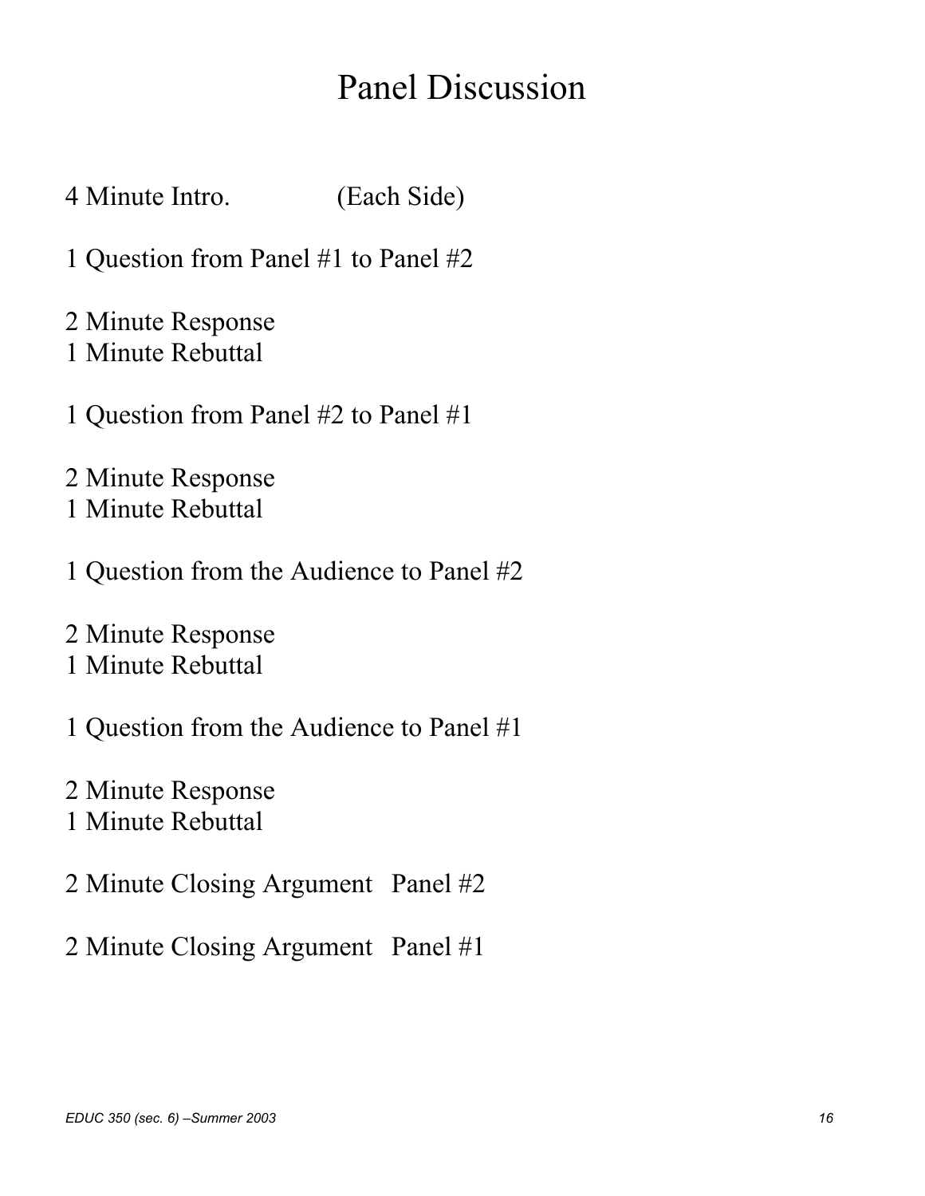# Panel Discussion

4 Minute Intro. (Each Side)

1 Question from Panel #1 to Panel #2

2 Minute Response
1 Minute Rebuttal

1 Question from Panel #2 to Panel #1

2 Minute Response
1 Minute Rebuttal

1 Question from the Audience to Panel #2

2 Minute Response
1 Minute Rebuttal

1 Question from the Audience to Panel #1

2 Minute Response
1 Minute Rebuttal

2 Minute Closing Argument Panel #2

2 Minute Closing Argument Panel #1